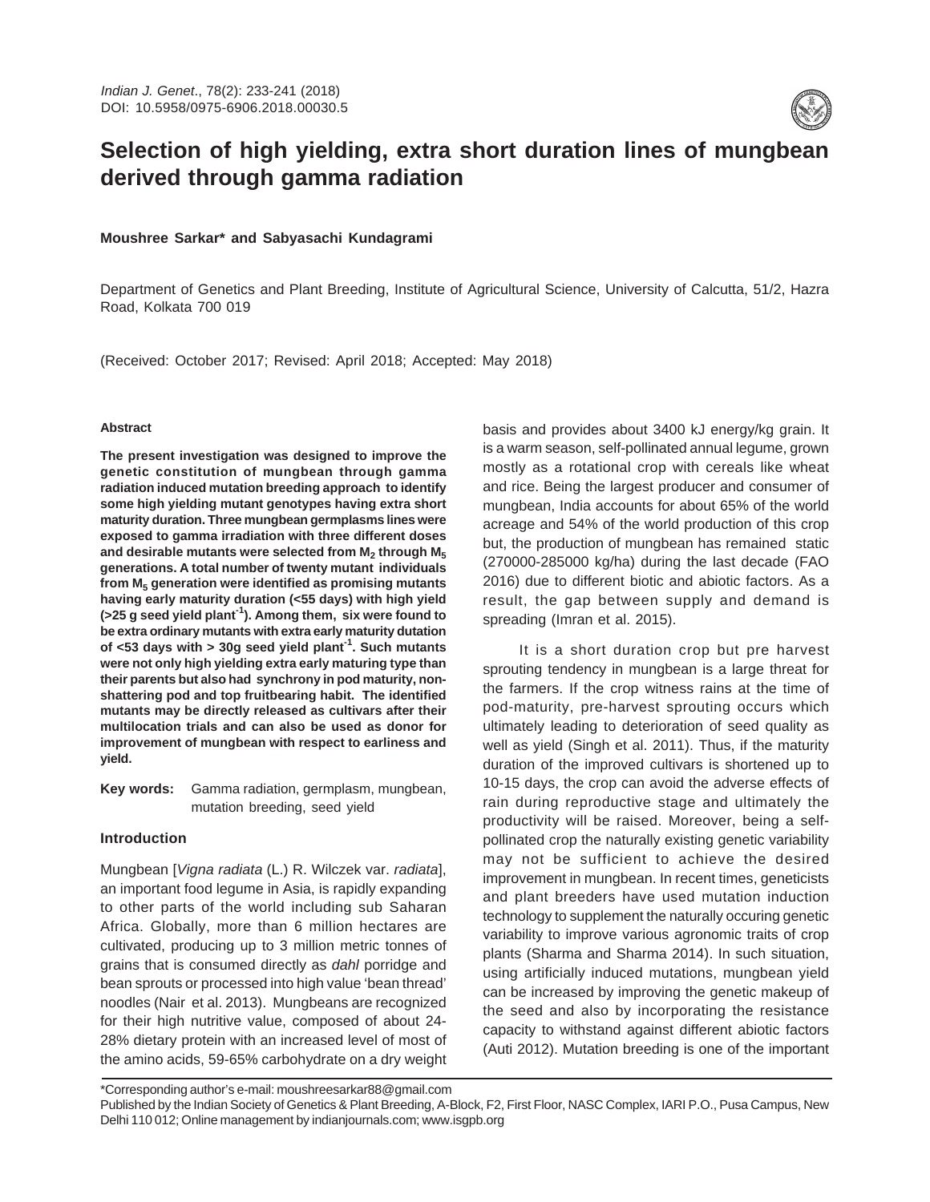# Selection of high yielding, extra short duration lines of mungbean derived through gamma radiation

**Moushree Sarkar* and Sabyasachi Kundagrami**

Department of Genetics and Plant Breeding, Institute of Agricultural Science, University of Calcutta, 51/2, Hazra Road, Kolkata 700 019

(Received: October 2017; Revised: April 2018; Accepted: May 2018)

### Abstract

**The present investigation was designed to improve the genetic constitution of mungbean through gamma radiation induced mutation breeding approach to identify some high yielding mutant genotypes having extra short maturity duration. Three mungbean germplasms lines were exposed to gamma irradiation with three different doses and desirable mutants were selected from $M_2$ through $M_5$ generations. A total number of twenty mutant individuals from $M_5$ generation were identified as promising mutants having early maturity duration (<55 days) with high yield (>25 g seed yield plant$^{-1}$). Among them, six were found to be extra ordinary mutants with extra early maturity dutation of <53 days with > 30g seed yield plant$^{-1}$. Such mutants were not only high yielding extra early maturing type than their parents but also had synchrony in pod maturity, non-shattering pod and top fruitbearing habit. The identified mutants may be directly released as cultivars after their multilocation trials and can also be used as donor for improvement of mungbean with respect to earliness and yield.**

**Key words:** Gamma radiation, germplasm, mungbean, mutation breeding, seed yield

### Introduction

Mungbean [*Vigna radiata* (L.) R. Wilczek var. *radiata*], an important food legume in Asia, is rapidly expanding to other parts of the world including sub Saharan Africa. Globally, more than 6 million hectares are cultivated, producing up to 3 million metric tonnes of grains that is consumed directly as *dahl* porridge and bean sprouts or processed into high value 'bean thread' noodles (Nair et al. 2013). Mungbeans are recognized for their high nutritive value, composed of about 24-28% dietary protein with an increased level of most of the amino acids, 59-65% carbohydrate on a dry weight basis and provides about 3400 kJ energy/kg grain. It is a warm season, self-pollinated annual legume, grown mostly as a rotational crop with cereals like wheat and rice. Being the largest producer and consumer of mungbean, India accounts for about 65% of the world acreage and 54% of the world production of this crop but, the production of mungbean has remained static (270000-285000 kg/ha) during the last decade (FAO 2016) due to different biotic and abiotic factors. As a result, the gap between supply and demand is spreading (Imran et al. 2015).

It is a short duration crop but pre harvest sprouting tendency in mungbean is a large threat for the farmers. If the crop witness rains at the time of pod-maturity, pre-harvest sprouting occurs which ultimately leading to deterioration of seed quality as well as yield (Singh et al. 2011). Thus, if the maturity duration of the improved cultivars is shortened up to 10-15 days, the crop can avoid the adverse effects of rain during reproductive stage and ultimately the productivity will be raised. Moreover, being a self-pollinated crop the naturally existing genetic variability may not be sufficient to achieve the desired improvement in mungbean. In recent times, geneticists and plant breeders have used mutation induction technology to supplement the naturally occuring genetic variability to improve various agronomic traits of crop plants (Sharma and Sharma 2014). In such situation, using artificially induced mutations, mungbean yield can be increased by improving the genetic makeup of the seed and also by incorporating the resistance capacity to withstand against different abiotic factors (Auti 2012). Mutation breeding is one of the important

---

*Corresponding author's e-mail: moushreesarkar88@gmail.com

Published by the Indian Society of Genetics & Plant Breeding, A-Block, F2, First Floor, NASC Complex, IARI P.O., Pusa Campus, New Delhi 110 012; Online management by indianjournals.com; www.isgpb.org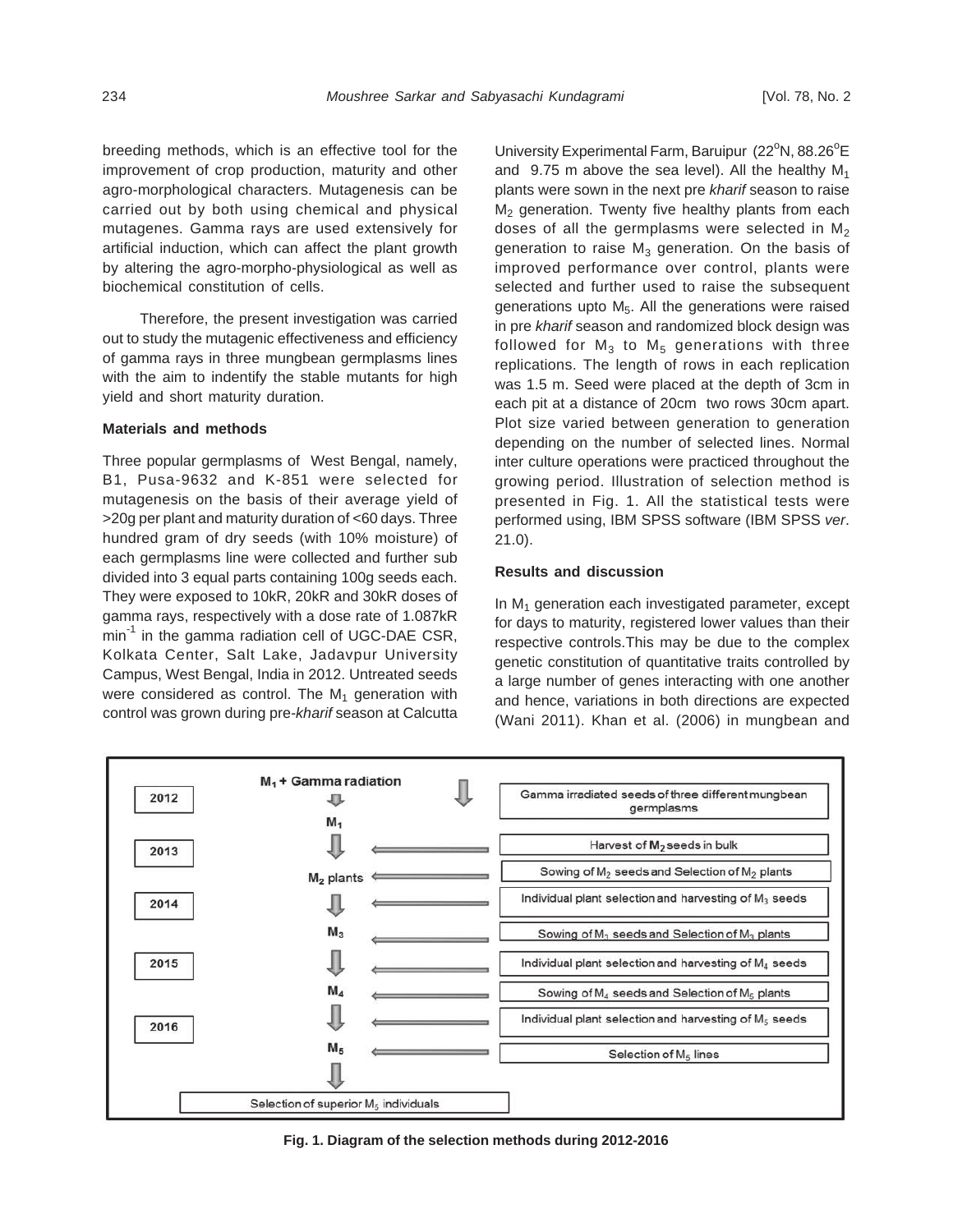breeding methods, which is an effective tool for the improvement of crop production, maturity and other agro-morphological characters. Mutagenesis can be carried out by both using chemical and physical mutagenes. Gamma rays are used extensively for artificial induction, which can affect the plant growth by altering the agro-morpho-physiological as well as biochemical constitution of cells.

Therefore, the present investigation was carried out to study the mutagenic effectiveness and efficiency of gamma rays in three mungbean germplasms lines with the aim to indentify the stable mutants for high yield and short maturity duration.

## Materials and methods

Three popular germplasms of West Bengal, namely, B1, Pusa-9632 and K-851 were selected for mutagenesis on the basis of their average yield of >20g per plant and maturity duration of <60 days. Three hundred gram of dry seeds (with 10% moisture) of each germplasms line were collected and further sub divided into 3 equal parts containing 100g seeds each. They were exposed to 10kR, 20kR and 30kR doses of gamma rays, respectively with a dose rate of 1.087kR $min^{-1}$ in the gamma radiation cell of UGC-DAE CSR, Kolkata Center, Salt Lake, Jadavpur University Campus, West Bengal, India in 2012. Untreated seeds were considered as control. The $M_1$ generation with control was grown during pre-*kharif* season at Calcutta University Experimental Farm, Baruipur (22$^o$N, 88.26$^o$E and 9.75 m above the sea level). All the healthy $M_1$ plants were sown in the next pre *kharif* season to raise $M_2$ generation. Twenty five healthy plants from each doses of all the germplasms were selected in $M_2$ generation to raise $M_3$ generation. On the basis of improved performance over control, plants were selected and further used to raise the subsequent generations upto $M_5$. All the generations were raised in pre *kharif* season and randomized block design was followed for $M_3$ to $M_5$ generations with three replications. The length of rows in each replication was 1.5 m. Seed were placed at the depth of 3cm in each pit at a distance of 20cm two rows 30cm apart. Plot size varied between generation to generation depending on the number of selected lines. Normal inter culture operations were practiced throughout the growing period. Illustration of selection method is presented in Fig. 1. All the statistical tests were performed using, IBM SPSS software (IBM SPSS *ver*. 21.0).

## Results and discussion

In $M_1$ generation each investigated parameter, except for days to maturity, registered lower values than their respective controls.This may be due to the complex genetic constitution of quantitative traits controlled by a large number of genes interacting with one another and hence, variations in both directions are expected (Wani 2011). Khan et al. (2006) in mungbean and

| Year | Generation | Activity |
|---|---|---|
| 2012 | $M_1$ + Gamma radiation | Gamma irradiated seeds of three different mungbean germplasms |
| 2013 | $M_1$ | Harvest of $M_2$ seeds in bulk |
| | $M_2$ plants | Sowing of $M_2$ seeds and Selection of $M_2$ plants |
| 2014 | | Individual plant selection and harvesting of $M_3$ seeds |
| | $M_3$ | Sowing of $M_3$ seeds and Selection of $M_3$ plants |
| 2015 | | Individual plant selection and harvesting of $M_4$ seeds |
| | $M_4$ | Sowing of $M_4$ seeds and Selection of $M_5$ plants |
| 2016 | | Individual plant selection and harvesting of $M_5$ seeds |
| | $M_5$ | Selection of $M_5$ lines |
| | | Selection of superior $M_5$ individuals |

**Fig. 1. Diagram of the selection methods during 2012-2016**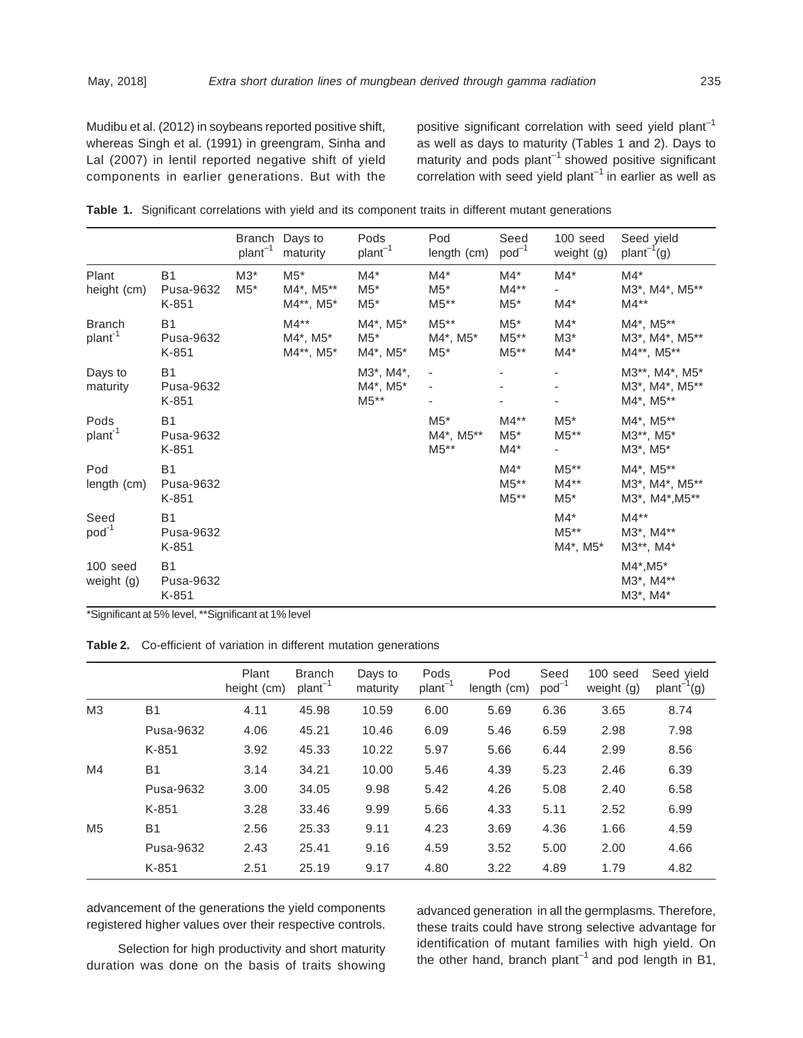Mudibu et al. (2012) in soybeans reported positive shift, whereas Singh et al. (1991) in greengram, Sinha and Lal (2007) in lentil reported negative shift of yield components in earlier generations. But with the advancement of the generations the yield components registered higher values over their respective controls.

Selection for high productivity and short maturity duration was done on the basis of traits showing positive significant correlation with seed yield plant$^{-1}$ as well as days to maturity (Tables 1 and 2). Days to maturity and pods plant$^{-1}$ showed positive significant correlation with seed yield plant$^{-1}$ in earlier as well as advanced generation in all the germplasms. Therefore, these traits could have strong selective advantage for identification of mutant families with high yield. On the other hand, branch plant$^{-1}$ and pod length in B1,

**Table 1.** Significant correlations with yield and its component traits in different mutant generations

| | | Branch plant$^{-1}$ | Days to maturity | Pods plant$^{-1}$ | Pod length (cm) | Seed pod$^{-1}$ | 100 seed weight (g) | Seed yield plant$^{-1}$(g) |
|---|---|---|---|---|---|---|---|---|
| Plant height (cm) | B1 | M3* | M5* | M4* | M4* | M4* | M4* | M4* |
| | Pusa-9632 | M5* | M4*, M5** | M5* | M5* | M4** | - | M3*, M4*, M5** |
| | K-851 | | M4**, M5* | M5* | M5** | M5* | M4* | M4** |
| Branch plant$^{-1}$ | B1 | | M4** | M4*, M5* | M5** | M5* | M4* | M4*, M5** |
| | Pusa-9632 | | M4*, M5* | M5* | M4*, M5* | M5** | M3* | M3*, M4*, M5** |
| | K-851 | | M4**, M5* | M4*, M5* | M5* | M5** | M4* | M4**, M5** |
| Days to maturity | B1 | | | M3*, M4*, | - | - | - | M3**, M4*, M5* |
| | Pusa-9632 | | | M4*, M5* | - | - | - | M3*, M4*, M5** |
| | K-851 | | | M5** | - | - | - | M4*, M5** |
| Pods plant$^{-1}$ | B1 | | | | M5* | M4** | M5* | M4*, M5** |
| | Pusa-9632 | | | | M4*, M5** | M5* | M5** | M3**, M5* |
| | K-851 | | | | M5** | M4* | - | M3*, M5* |
| Pod length (cm) | B1 | | | | | M4* | M5** | M4*, M5** |
| | Pusa-9632 | | | | | M5** | M4** | M3*, M4*, M5** |
| | K-851 | | | | | M5** | M5* | M3*, M4*,M5** |
| Seed pod$^{-1}$ | B1 | | | | | | M4* | M4** |
| | Pusa-9632 | | | | | | M5** | M3*, M4** |
| | K-851 | | | | | | M4*, M5* | M3**, M4* |
| 100 seed weight (g) | B1 | | | | | | | M4*,M5* |
| | Pusa-9632 | | | | | | | M3*, M4** |
| | K-851 | | | | | | | M3*, M4* |

*Significant at 5% level, **Significant at 1% level

**Table 2.** Co-efficient of variation in different mutation generations

| | | Plant height (cm) | Branch plant$^{-1}$ | Days to maturity | Pods plant$^{-1}$ | Pod length (cm) | Seed pod$^{-1}$ | 100 seed weight (g) | Seed yield plant$^{-1}$(g) |
|---|---|---|---|---|---|---|---|---|---|
| M3 | B1 | 4.11 | 45.98 | 10.59 | 6.00 | 5.69 | 6.36 | 3.65 | 8.74 |
| | Pusa-9632 | 4.06 | 45.21 | 10.46 | 6.09 | 5.46 | 6.59 | 2.98 | 7.98 |
| | K-851 | 3.92 | 45.33 | 10.22 | 5.97 | 5.66 | 6.44 | 2.99 | 8.56 |
| M4 | B1 | 3.14 | 34.21 | 10.00 | 5.46 | 4.39 | 5.23 | 2.46 | 6.39 |
| | Pusa-9632 | 3.00 | 34.05 | 9.98 | 5.42 | 4.26 | 5.08 | 2.40 | 6.58 |
| | K-851 | 3.28 | 33.46 | 9.99 | 5.66 | 4.33 | 5.11 | 2.52 | 6.99 |
| M5 | B1 | 2.56 | 25.33 | 9.11 | 4.23 | 3.69 | 4.36 | 1.66 | 4.59 |
| | Pusa-9632 | 2.43 | 25.41 | 9.16 | 4.59 | 3.52 | 5.00 | 2.00 | 4.66 |
| | K-851 | 2.51 | 25.19 | 9.17 | 4.80 | 3.22 | 4.89 | 1.79 | 4.82 |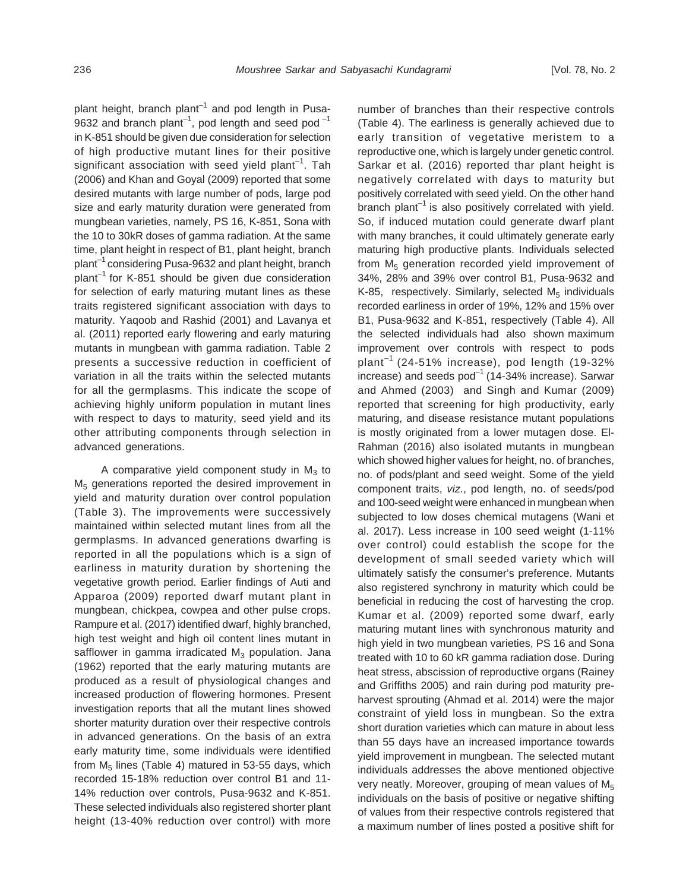plant height, branch plant$^{-1}$ and pod length in Pusa-9632 and branch plant$^{-1}$, pod length and seed pod$^{-1}$ in K-851 should be given due consideration for selection of high productive mutant lines for their positive significant association with seed yield plant$^{-1}$. Tah (2006) and Khan and Goyal (2009) reported that some desired mutants with large number of pods, large pod size and early maturity duration were generated from mungbean varieties, namely, PS 16, K-851, Sona with the 10 to 30kR doses of gamma radiation. At the same time, plant height in respect of B1, plant height, branch plant$^{-1}$ considering Pusa-9632 and plant height, branch plant$^{-1}$ for K-851 should be given due consideration for selection of early maturing mutant lines as these traits registered significant association with days to maturity. Yaqoob and Rashid (2001) and Lavanya et al. (2011) reported early flowering and early maturing mutants in mungbean with gamma radiation. Table 2 presents a successive reduction in coefficient of variation in all the traits within the selected mutants for all the germplasms. This indicate the scope of achieving highly uniform population in mutant lines with respect to days to maturity, seed yield and its other attributing components through selection in advanced generations.

A comparative yield component study in $M_3$ to $M_5$ generations reported the desired improvement in yield and maturity duration over control population (Table 3). The improvements were successively maintained within selected mutant lines from all the germplasms. In advanced generations dwarfing is reported in all the populations which is a sign of earliness in maturity duration by shortening the vegetative growth period. Earlier findings of Auti and Apparoa (2009) reported dwarf mutant plant in mungbean, chickpea, cowpea and other pulse crops. Rampure et al. (2017) identified dwarf, highly branched, high test weight and high oil content lines mutant in safflower in gamma irradicated $M_3$ population. Jana (1962) reported that the early maturing mutants are produced as a result of physiological changes and increased production of flowering hormones. Present investigation reports that all the mutant lines showed shorter maturity duration over their respective controls in advanced generations. On the basis of an extra early maturity time, some individuals were identified from $M_5$ lines (Table 4) matured in 53-55 days, which recorded 15-18% reduction over control B1 and 11-14% reduction over controls, Pusa-9632 and K-851. These selected individuals also registered shorter plant height (13-40% reduction over control) with more number of branches than their respective controls (Table 4). The earliness is generally achieved due to early transition of vegetative meristem to a reproductive one, which is largely under genetic control. Sarkar et al. (2016) reported thar plant height is negatively correlated with days to maturity but positively correlated with seed yield. On the other hand branch plant$^{-1}$ is also positively correlated with yield. So, if induced mutation could generate dwarf plant with many branches, it could ultimately generate early maturing high productive plants. Individuals selected from $M_5$ generation recorded yield improvement of 34%, 28% and 39% over control B1, Pusa-9632 and K-85, respectively. Similarly, selected $M_5$ individuals recorded earliness in order of 19%, 12% and 15% over B1, Pusa-9632 and K-851, respectively (Table 4). All the selected individuals had also shown maximum improvement over controls with respect to pods plant$^{-1}$ (24-51% increase), pod length (19-32% increase) and seeds pod$^{-1}$ (14-34% increase). Sarwar and Ahmed (2003) and Singh and Kumar (2009) reported that screening for high productivity, early maturing, and disease resistance mutant populations is mostly originated from a lower mutagen dose. El-Rahman (2016) also isolated mutants in mungbean which showed higher values for height, no. of branches, no. of pods/plant and seed weight. Some of the yield component traits, *viz*., pod length, no. of seeds/pod and 100-seed weight were enhanced in mungbean when subjected to low doses chemical mutagens (Wani et al. 2017). Less increase in 100 seed weight (1-11% over control) could establish the scope for the development of small seeded variety which will ultimately satisfy the consumer's preference. Mutants also registered synchrony in maturity which could be beneficial in reducing the cost of harvesting the crop. Kumar et al. (2009) reported some dwarf, early maturing mutant lines with synchronous maturity and high yield in two mungbean varieties, PS 16 and Sona treated with 10 to 60 kR gamma radiation dose. During heat stress, abscission of reproductive organs (Rainey and Griffiths 2005) and rain during pod maturity pre-harvest sprouting (Ahmad et al. 2014) were the major constraint of yield loss in mungbean. So the extra short duration varieties which can mature in about less than 55 days have an increased importance towards yield improvement in mungbean. The selected mutant individuals addresses the above mentioned objective very neatly. Moreover, grouping of mean values of $M_5$ individuals on the basis of positive or negative shifting of values from their respective controls registered that a maximum number of lines posted a positive shift for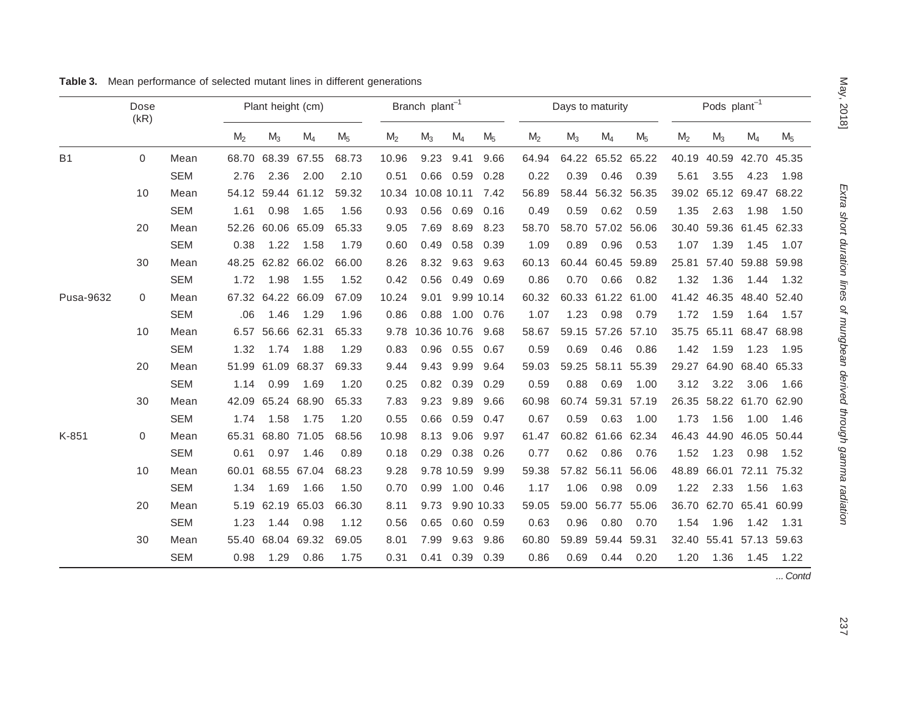**Table 3.** Mean performance of selected mutant lines in different generations

| | Dose (kR) | | Plant height (cm) | | | | Branch plant$^{-1}$ | | | | Days to maturity | | | | Pods plant$^{-1}$ | | | |
|---|---|---|---|---|---|---|---|---|---|---|---|---|---|---|---|---|---|---|
| | | | $M_2$ | $M_3$ | $M_4$ | $M_5$ | $M_2$ | $M_3$ | $M_4$ | $M_5$ | $M_2$ | $M_3$ | $M_4$ | $M_5$ | $M_2$ | $M_3$ | $M_4$ | $M_5$ |
| B1 | 0 | Mean | 68.70 | 68.39 | 67.55 | 68.73 | 10.96 | 9.23 | 9.41 | 9.66 | 64.94 | 64.22 | 65.52 | 65.22 | 40.19 | 40.59 | 42.70 | 45.35 |
| | | SEM | 2.76 | 2.36 | 2.00 | 2.10 | 0.51 | 0.66 | 0.59 | 0.28 | 0.22 | 0.39 | 0.46 | 0.39 | 5.61 | 3.55 | 4.23 | 1.98 |
| | 10 | Mean | 54.12 | 59.44 | 61.12 | 59.32 | 10.34 | 10.08 | 10.11 | 7.42 | 56.89 | 58.44 | 56.32 | 56.35 | 39.02 | 65.12 | 69.47 | 68.22 |
| | | SEM | 1.61 | 0.98 | 1.65 | 1.56 | 0.93 | 0.56 | 0.69 | 0.16 | 0.49 | 0.59 | 0.62 | 0.59 | 1.35 | 2.63 | 1.98 | 1.50 |
| | 20 | Mean | 52.26 | 60.06 | 65.09 | 65.33 | 9.05 | 7.69 | 8.69 | 8.23 | 58.70 | 58.70 | 57.02 | 56.06 | 30.40 | 59.36 | 61.45 | 62.33 |
| | | SEM | 0.38 | 1.22 | 1.58 | 1.79 | 0.60 | 0.49 | 0.58 | 0.39 | 1.09 | 0.89 | 0.96 | 0.53 | 1.07 | 1.39 | 1.45 | 1.07 |
| | 30 | Mean | 48.25 | 62.82 | 66.02 | 66.00 | 8.26 | 8.32 | 9.63 | 9.63 | 60.13 | 60.44 | 60.45 | 59.89 | 25.81 | 57.40 | 59.88 | 59.98 |
| | | SEM | 1.72 | 1.98 | 1.55 | 1.52 | 0.42 | 0.56 | 0.49 | 0.69 | 0.86 | 0.70 | 0.66 | 0.82 | 1.32 | 1.36 | 1.44 | 1.32 |
| Pusa-9632 | 0 | Mean | 67.32 | 64.22 | 66.09 | 67.09 | 10.24 | 9.01 | 9.99 | 10.14 | 60.32 | 60.33 | 61.22 | 61.00 | 41.42 | 46.35 | 48.40 | 52.40 |
| | | SEM | .06 | 1.46 | 1.29 | 1.96 | 0.86 | 0.88 | 1.00 | 0.76 | 1.07 | 1.23 | 0.98 | 0.79 | 1.72 | 1.59 | 1.64 | 1.57 |
| | 10 | Mean | 6.57 | 56.66 | 62.31 | 65.33 | 9.78 | 10.36 | 10.76 | 9.68 | 58.67 | 59.15 | 57.26 | 57.10 | 35.75 | 65.11 | 68.47 | 68.98 |
| | | SEM | 1.32 | 1.74 | 1.88 | 1.29 | 0.83 | 0.96 | 0.55 | 0.67 | 0.59 | 0.69 | 0.46 | 0.86 | 1.42 | 1.59 | 1.23 | 1.95 |
| | 20 | Mean | 51.99 | 61.09 | 68.37 | 69.33 | 9.44 | 9.43 | 9.99 | 9.64 | 59.03 | 59.25 | 58.11 | 55.39 | 29.27 | 64.90 | 68.40 | 65.33 |
| | | SEM | 1.14 | 0.99 | 1.69 | 1.20 | 0.25 | 0.82 | 0.39 | 0.29 | 0.59 | 0.88 | 0.69 | 1.00 | 3.12 | 3.22 | 3.06 | 1.66 |
| | 30 | Mean | 42.09 | 65.24 | 68.90 | 65.33 | 7.83 | 9.23 | 9.89 | 9.66 | 60.98 | 60.74 | 59.31 | 57.19 | 26.35 | 58.22 | 61.70 | 62.90 |
| | | SEM | 1.74 | 1.58 | 1.75 | 1.20 | 0.55 | 0.66 | 0.59 | 0.47 | 0.67 | 0.59 | 0.63 | 1.00 | 1.73 | 1.56 | 1.00 | 1.46 |
| K-851 | 0 | Mean | 65.31 | 68.80 | 71.05 | 68.56 | 10.98 | 8.13 | 9.06 | 9.97 | 61.47 | 60.82 | 61.66 | 62.34 | 46.43 | 44.90 | 46.05 | 50.44 |
| | | SEM | 0.61 | 0.97 | 1.46 | 0.89 | 0.18 | 0.29 | 0.38 | 0.26 | 0.77 | 0.62 | 0.86 | 0.76 | 1.52 | 1.23 | 0.98 | 1.52 |
| | 10 | Mean | 60.01 | 68.55 | 67.04 | 68.23 | 9.28 | 9.78 | 10.59 | 9.99 | 59.38 | 57.82 | 56.11 | 56.06 | 48.89 | 66.01 | 72.11 | 75.32 |
| | | SEM | 1.34 | 1.69 | 1.66 | 1.50 | 0.70 | 0.99 | 1.00 | 0.46 | 1.17 | 1.06 | 0.98 | 0.09 | 1.22 | 2.33 | 1.56 | 1.63 |
| | 20 | Mean | 5.19 | 62.19 | 65.03 | 66.30 | 8.11 | 9.73 | 9.90 | 10.33 | 59.05 | 59.00 | 56.77 | 55.06 | 36.70 | 62.70 | 65.41 | 60.99 |
| | | SEM | 1.23 | 1.44 | 0.98 | 1.12 | 0.56 | 0.65 | 0.60 | 0.59 | 0.63 | 0.96 | 0.80 | 0.70 | 1.54 | 1.96 | 1.42 | 1.31 |
| | 30 | Mean | 55.40 | 68.04 | 69.32 | 69.05 | 8.01 | 7.99 | 9.63 | 9.86 | 60.80 | 59.89 | 59.44 | 59.31 | 32.40 | 55.41 | 57.13 | 59.63 |
| | | SEM | 0.98 | 1.29 | 0.86 | 1.75 | 0.31 | 0.41 | 0.39 | 0.39 | 0.86 | 0.69 | 0.44 | 0.20 | 1.20 | 1.36 | 1.45 | 1.22 |

*...Contd*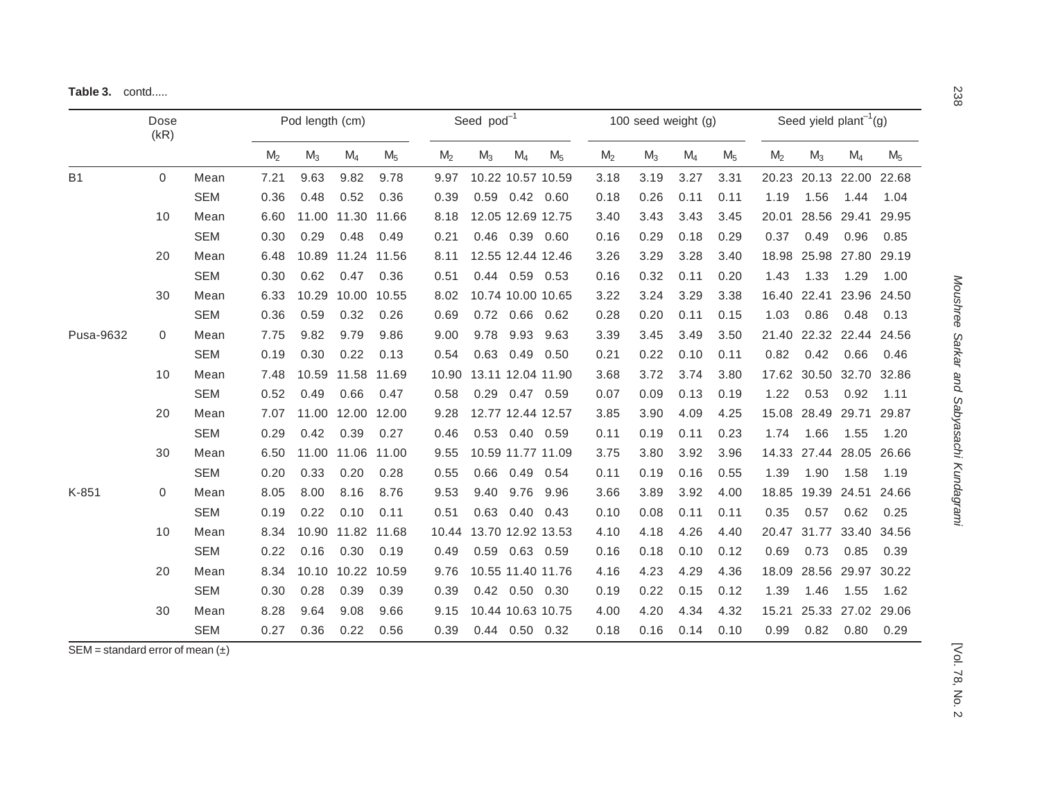**Table 3.** contd.....

| | Dose (kR) | | Pod length (cm) | | | | Seed $pod^{-1}$ | | | | 100 seed weight (g) | | | | Seed yield $plant^{-1}$(g) | | | |
|---|---|---|---|---|---|---|---|---|---|---|---|---|---|---|---|---|---|---|
| | | | $M_2$ | $M_3$ | $M_4$ | $M_5$ | $M_2$ | $M_3$ | $M_4$ | $M_5$ | $M_2$ | $M_3$ | $M_4$ | $M_5$ | $M_2$ | $M_3$ | $M_4$ | $M_5$ |
| B1 | 0 | Mean | 7.21 | 9.63 | 9.82 | 9.78 | 9.97 | 10.22 | 10.57 | 10.59 | 3.18 | 3.19 | 3.27 | 3.31 | 20.23 | 20.13 | 22.00 | 22.68 |
| | | SEM | 0.36 | 0.48 | 0.52 | 0.36 | 0.39 | 0.59 | 0.42 | 0.60 | 0.18 | 0.26 | 0.11 | 0.11 | 1.19 | 1.56 | 1.44 | 1.04 |
| | 10 | Mean | 6.60 | 11.00 | 11.30 | 11.66 | 8.18 | 12.05 | 12.69 | 12.75 | 3.40 | 3.43 | 3.43 | 3.45 | 20.01 | 28.56 | 29.41 | 29.95 |
| | | SEM | 0.30 | 0.29 | 0.48 | 0.49 | 0.21 | 0.46 | 0.39 | 0.60 | 0.16 | 0.29 | 0.18 | 0.29 | 0.37 | 0.49 | 0.96 | 0.85 |
| | 20 | Mean | 6.48 | 10.89 | 11.24 | 11.56 | 8.11 | 12.55 | 12.44 | 12.46 | 3.26 | 3.29 | 3.28 | 3.40 | 18.98 | 25.98 | 27.80 | 29.19 |
| | | SEM | 0.30 | 0.62 | 0.47 | 0.36 | 0.51 | 0.44 | 0.59 | 0.53 | 0.16 | 0.32 | 0.11 | 0.20 | 1.43 | 1.33 | 1.29 | 1.00 |
| | 30 | Mean | 6.33 | 10.29 | 10.00 | 10.55 | 8.02 | 10.74 | 10.00 | 10.65 | 3.22 | 3.24 | 3.29 | 3.38 | 16.40 | 22.41 | 23.96 | 24.50 |
| | | SEM | 0.36 | 0.59 | 0.32 | 0.26 | 0.69 | 0.72 | 0.66 | 0.62 | 0.28 | 0.20 | 0.11 | 0.15 | 1.03 | 0.86 | 0.48 | 0.13 |
| Pusa-9632 | 0 | Mean | 7.75 | 9.82 | 9.79 | 9.86 | 9.00 | 9.78 | 9.93 | 9.63 | 3.39 | 3.45 | 3.49 | 3.50 | 21.40 | 22.32 | 22.44 | 24.56 |
| | | SEM | 0.19 | 0.30 | 0.22 | 0.13 | 0.54 | 0.63 | 0.49 | 0.50 | 0.21 | 0.22 | 0.10 | 0.11 | 0.82 | 0.42 | 0.66 | 0.46 |
| | 10 | Mean | 7.48 | 10.59 | 11.58 | 11.69 | 10.90 | 13.11 | 12.04 | 11.90 | 3.68 | 3.72 | 3.74 | 3.80 | 17.62 | 30.50 | 32.70 | 32.86 |
| | | SEM | 0.52 | 0.49 | 0.66 | 0.47 | 0.58 | 0.29 | 0.47 | 0.59 | 0.07 | 0.09 | 0.13 | 0.19 | 1.22 | 0.53 | 0.92 | 1.11 |
| | 20 | Mean | 7.07 | 11.00 | 12.00 | 12.00 | 9.28 | 12.77 | 12.44 | 12.57 | 3.85 | 3.90 | 4.09 | 4.25 | 15.08 | 28.49 | 29.71 | 29.87 |
| | | SEM | 0.29 | 0.42 | 0.39 | 0.27 | 0.46 | 0.53 | 0.40 | 0.59 | 0.11 | 0.19 | 0.11 | 0.23 | 1.74 | 1.66 | 1.55 | 1.20 |
| | 30 | Mean | 6.50 | 11.00 | 11.06 | 11.00 | 9.55 | 10.59 | 11.77 | 11.09 | 3.75 | 3.80 | 3.92 | 3.96 | 14.33 | 27.44 | 28.05 | 26.66 |
| | | SEM | 0.20 | 0.33 | 0.20 | 0.28 | 0.55 | 0.66 | 0.49 | 0.54 | 0.11 | 0.19 | 0.16 | 0.55 | 1.39 | 1.90 | 1.58 | 1.19 |
| K-851 | 0 | Mean | 8.05 | 8.00 | 8.16 | 8.76 | 9.53 | 9.40 | 9.76 | 9.96 | 3.66 | 3.89 | 3.92 | 4.00 | 18.85 | 19.39 | 24.51 | 24.66 |
| | | SEM | 0.19 | 0.22 | 0.10 | 0.11 | 0.51 | 0.63 | 0.40 | 0.43 | 0.10 | 0.08 | 0.11 | 0.11 | 0.35 | 0.57 | 0.62 | 0.25 |
| | 10 | Mean | 8.34 | 10.90 | 11.82 | 11.68 | 10.44 | 13.70 | 12.92 | 13.53 | 4.10 | 4.18 | 4.26 | 4.40 | 20.47 | 31.77 | 33.40 | 34.56 |
| | | SEM | 0.22 | 0.16 | 0.30 | 0.19 | 0.49 | 0.59 | 0.63 | 0.59 | 0.16 | 0.18 | 0.10 | 0.12 | 0.69 | 0.73 | 0.85 | 0.39 |
| | 20 | Mean | 8.34 | 10.10 | 10.22 | 10.59 | 9.76 | 10.55 | 11.40 | 11.76 | 4.16 | 4.23 | 4.29 | 4.36 | 18.09 | 28.56 | 29.97 | 30.22 |
| | | SEM | 0.30 | 0.28 | 0.39 | 0.39 | 0.39 | 0.42 | 0.50 | 0.30 | 0.19 | 0.22 | 0.15 | 0.12 | 1.39 | 1.46 | 1.55 | 1.62 |
| | 30 | Mean | 8.28 | 9.64 | 9.08 | 9.66 | 9.15 | 10.44 | 10.63 | 10.75 | 4.00 | 4.20 | 4.34 | 4.32 | 15.21 | 25.33 | 27.02 | 29.06 |
| | | SEM | 0.27 | 0.36 | 0.22 | 0.56 | 0.39 | 0.44 | 0.50 | 0.32 | 0.18 | 0.16 | 0.14 | 0.10 | 0.99 | 0.82 | 0.80 | 0.29 |

SEM = standard error of mean (±)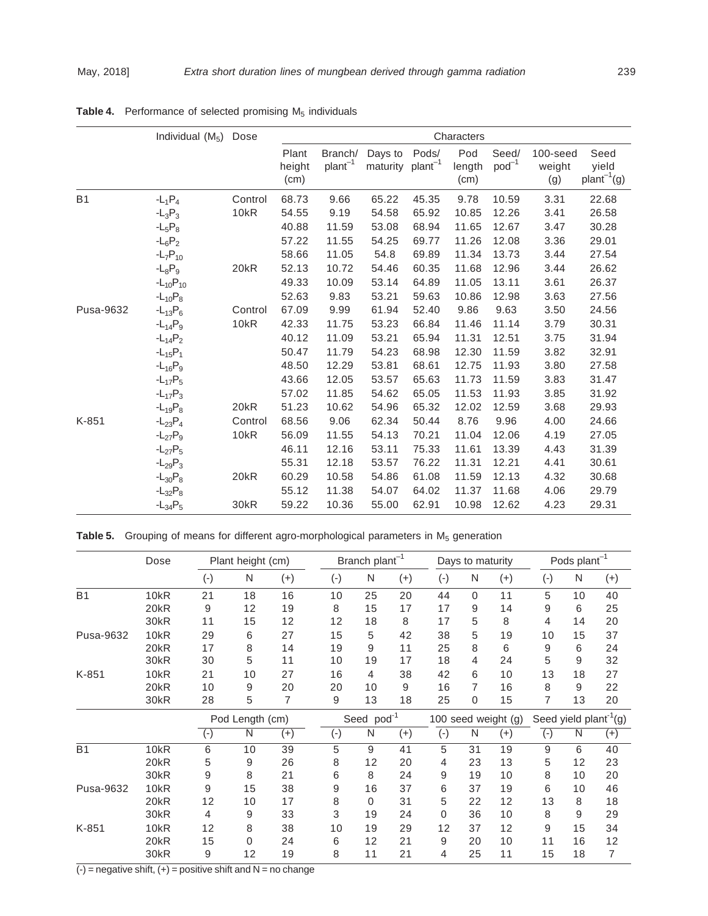**Table 4.** Performance of selected promising $M_5$ individuals

| | Individual ($M_5$) | Dose | Characters | | | | | | | |
|---|---|---|---|---|---|---|---|---|---|---|
| | | | Plant height (cm) | Branch/ $plant^{-1}$ | Days to maturity | Pods/ $plant^{-1}$ | Pod length (cm) | Seed/ $pod^{-1}$ | 100-seed weight (g) | Seed yield $plant^{-1}$(g) |
| B1 | $-L_1P_4$ | Control | 68.73 | 9.66 | 65.22 | 45.35 | 9.78 | 10.59 | 3.31 | 22.68 |
| | $-L_3P_3$ | 10kR | 54.55 | 9.19 | 54.58 | 65.92 | 10.85 | 12.26 | 3.41 | 26.58 |
| | $-L_5P_8$ | | 40.88 | 11.59 | 53.08 | 68.94 | 11.65 | 12.67 | 3.47 | 30.28 |
| | $-L_6P_2$ | | 57.22 | 11.55 | 54.25 | 69.77 | 11.26 | 12.08 | 3.36 | 29.01 |
| | $-L_7P_{10}$ | | 58.66 | 11.05 | 54.8 | 69.89 | 11.34 | 13.73 | 3.44 | 27.54 |
| | $-L_8P_9$ | 20kR | 52.13 | 10.72 | 54.46 | 60.35 | 11.68 | 12.96 | 3.44 | 26.62 |
| | $-L_{10}P_{10}$ | | 49.33 | 10.09 | 53.14 | 64.89 | 11.05 | 13.11 | 3.61 | 26.37 |
| | $-L_{10}P_8$ | | 52.63 | 9.83 | 53.21 | 59.63 | 10.86 | 12.98 | 3.63 | 27.56 |
| Pusa-9632 | $-L_{13}P_6$ | Control | 67.09 | 9.99 | 61.94 | 52.40 | 9.86 | 9.63 | 3.50 | 24.56 |
| | $-L_{14}P_9$ | 10kR | 42.33 | 11.75 | 53.23 | 66.84 | 11.46 | 11.14 | 3.79 | 30.31 |
| | $-L_{14}P_2$ | | 40.12 | 11.09 | 53.21 | 65.94 | 11.31 | 12.51 | 3.75 | 31.94 |
| | $-L_{15}P_1$ | | 50.47 | 11.79 | 54.23 | 68.98 | 12.30 | 11.59 | 3.82 | 32.91 |
| | $-L_{16}P_9$ | | 48.50 | 12.29 | 53.81 | 68.61 | 12.75 | 11.93 | 3.80 | 27.58 |
| | $-L_{17}P_5$ | | 43.66 | 12.05 | 53.57 | 65.63 | 11.73 | 11.59 | 3.83 | 31.47 |
| | $-L_{17}P_3$ | | 57.02 | 11.85 | 54.62 | 65.05 | 11.53 | 11.93 | 3.85 | 31.92 |
| | $-L_{19}P_8$ | 20kR | 51.23 | 10.62 | 54.96 | 65.32 | 12.02 | 12.59 | 3.68 | 29.93 |
| K-851 | $-L_{23}P_4$ | Control | 68.56 | 9.06 | 62.34 | 50.44 | 8.76 | 9.96 | 4.00 | 24.66 |
| | $-L_{27}P_9$ | 10kR | 56.09 | 11.55 | 54.13 | 70.21 | 11.04 | 12.06 | 4.19 | 27.05 |
| | $-L_{27}P_5$ | | 46.11 | 12.16 | 53.11 | 75.33 | 11.61 | 13.39 | 4.43 | 31.39 |
| | $-L_{29}P_3$ | | 55.31 | 12.18 | 53.57 | 76.22 | 11.31 | 12.21 | 4.41 | 30.61 |
| | $-L_{30}P_8$ | 20kR | 60.29 | 10.58 | 54.86 | 61.08 | 11.59 | 12.13 | 4.32 | 30.68 |
| | $-L_{32}P_8$ | | 55.12 | 11.38 | 54.07 | 64.02 | 11.37 | 11.68 | 4.06 | 29.79 |
| | $-L_{34}P_5$ | 30kR | 59.22 | 10.36 | 55.00 | 62.91 | 10.98 | 12.62 | 4.23 | 29.31 |

**Table 5.** Grouping of means for different agro-morphological parameters in $M_5$ generation

| | Dose | Plant height (cm) | | | Branch $plant^{-1}$ | | | Days to maturity | | | Pods $plant^{-1}$ | | |
|---|---|---|---|---|---|---|---|---|---|---|---|---|---|
| | | (-) | N | (+) | (-) | N | (+) | (-) | N | (+) | (-) | N | (+) |
| B1 | 10kR | 21 | 18 | 16 | 10 | 25 | 20 | 44 | 0 | 11 | 5 | 10 | 40 |
| | 20kR | 9 | 12 | 19 | 8 | 15 | 17 | 17 | 9 | 14 | 9 | 6 | 25 |
| | 30kR | 11 | 15 | 12 | 12 | 18 | 8 | 17 | 5 | 8 | 4 | 14 | 20 |
| Pusa-9632 | 10kR | 29 | 6 | 27 | 15 | 5 | 42 | 38 | 5 | 19 | 10 | 15 | 37 |
| | 20kR | 17 | 8 | 14 | 19 | 9 | 11 | 25 | 8 | 6 | 9 | 6 | 24 |
| | 30kR | 30 | 5 | 11 | 10 | 19 | 17 | 18 | 4 | 24 | 5 | 9 | 32 |
| K-851 | 10kR | 21 | 10 | 27 | 16 | 4 | 38 | 42 | 6 | 10 | 13 | 18 | 27 |
| | 20kR | 10 | 9 | 20 | 20 | 10 | 9 | 16 | 7 | 16 | 8 | 9 | 22 |
| | 30kR | 28 | 5 | 7 | 9 | 13 | 18 | 25 | 0 | 15 | 7 | 13 | 20 |
| | | Pod Length (cm) | | | Seed $pod^{-1}$ | | | 100 seed weight (g) | | | Seed yield $plant^{-1}$(g) | | |
| | | (-) | N | (+) | (-) | N | (+) | (-) | N | (+) | (-) | N | (+) |
| B1 | 10kR | 6 | 10 | 39 | 5 | 9 | 41 | 5 | 31 | 19 | 9 | 6 | 40 |
| | 20kR | 5 | 9 | 26 | 8 | 12 | 20 | 4 | 23 | 13 | 5 | 12 | 23 |
| | 30kR | 9 | 8 | 21 | 6 | 8 | 24 | 9 | 19 | 10 | 8 | 10 | 20 |
| Pusa-9632 | 10kR | 9 | 15 | 38 | 9 | 16 | 37 | 6 | 37 | 19 | 6 | 10 | 46 |
| | 20kR | 12 | 10 | 17 | 8 | 0 | 31 | 5 | 22 | 12 | 13 | 8 | 18 |
| | 30kR | 4 | 9 | 33 | 3 | 19 | 24 | 0 | 36 | 10 | 8 | 9 | 29 |
| K-851 | 10kR | 12 | 8 | 38 | 10 | 19 | 29 | 12 | 37 | 12 | 9 | 15 | 34 |
| | 20kR | 15 | 0 | 24 | 6 | 12 | 21 | 9 | 20 | 10 | 11 | 16 | 12 |
| | 30kR | 9 | 12 | 19 | 8 | 11 | 21 | 4 | 25 | 11 | 15 | 18 | 7 |

(-) = negative shift, (+) = positive shift and N = no change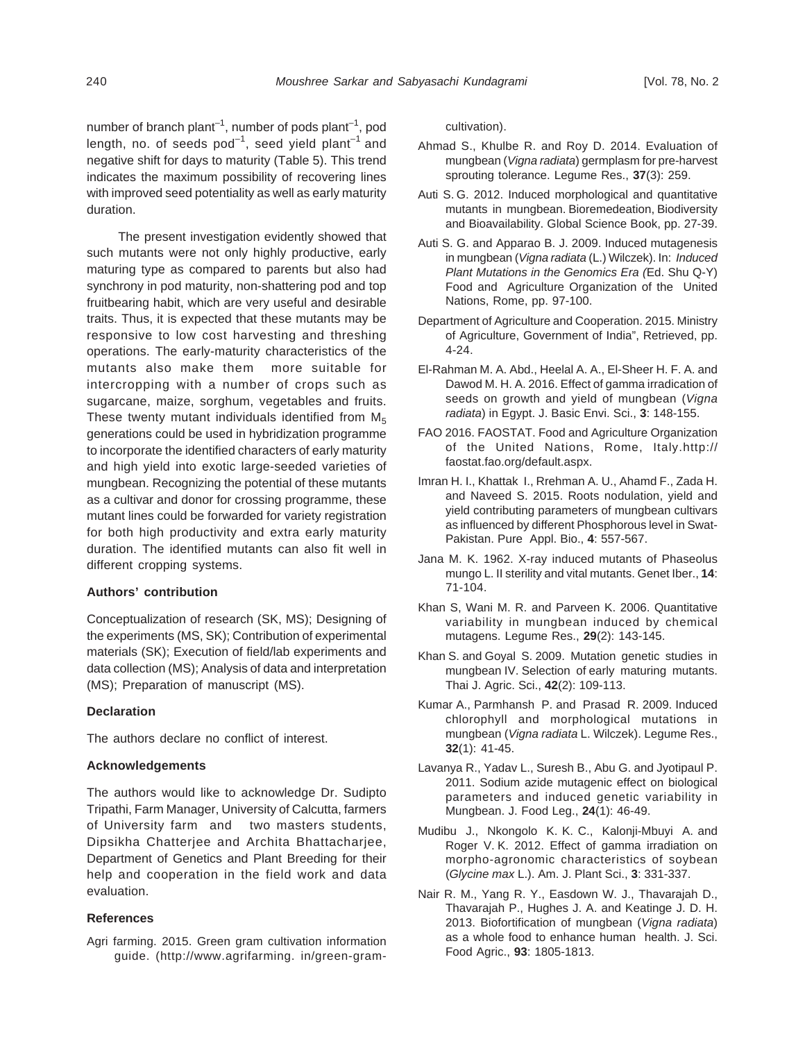number of branch plant$^{-1}$, number of pods plant$^{-1}$, pod length, no. of seeds pod$^{-1}$, seed yield plant$^{-1}$ and negative shift for days to maturity (Table 5). This trend indicates the maximum possibility of recovering lines with improved seed potentiality as well as early maturity duration.

The present investigation evidently showed that such mutants were not only highly productive, early maturing type as compared to parents but also had synchrony in pod maturity, non-shattering pod and top fruitbearing habit, which are very useful and desirable traits. Thus, it is expected that these mutants may be responsive to low cost harvesting and threshing operations. The early-maturity characteristics of the mutants also make them more suitable for intercropping with a number of crops such as sugarcane, maize, sorghum, vegetables and fruits. These twenty mutant individuals identified from $M_5$ generations could be used in hybridization programme to incorporate the identified characters of early maturity and high yield into exotic large-seeded varieties of mungbean. Recognizing the potential of these mutants as a cultivar and donor for crossing programme, these mutant lines could be forwarded for variety registration for both high productivity and extra early maturity duration. The identified mutants can also fit well in different cropping systems.

### Authors' contribution

Conceptualization of research (SK, MS); Designing of the experiments (MS, SK); Contribution of experimental materials (SK); Execution of field/lab experiments and data collection (MS); Analysis of data and interpretation (MS); Preparation of manuscript (MS).

### Declaration

The authors declare no conflict of interest.

### Acknowledgements

The authors would like to acknowledge Dr. Sudipto Tripathi, Farm Manager, University of Calcutta, farmers of University farm and two masters students, Dipsikha Chatterjee and Archita Bhattacharjee, Department of Genetics and Plant Breeding for their help and cooperation in the field work and data evaluation.

### References

Agri farming. 2015. Green gram cultivation information guide. (http://www.agrifarming. in/green-gram-cultivation).

Ahmad S., Khulbe R. and Roy D. 2014. Evaluation of mungbean (*Vigna radiata*) germplasm for pre-harvest sprouting tolerance. Legume Res., **37**(3): 259.

Auti S. G. 2012. Induced morphological and quantitative mutants in mungbean. Bioremedeation, Biodiversity and Bioavailability. Global Science Book, pp. 27-39.

Auti S. G. and Apparao B. J. 2009. Induced mutagenesis in mungbean (*Vigna radiata* (L.) Wilczek). In: *Induced Plant Mutations in the Genomics Era (*Ed. Shu Q-Y) Food and Agriculture Organization of the United Nations, Rome, pp. 97-100.

Department of Agriculture and Cooperation. 2015. Ministry of Agriculture, Government of India", Retrieved, pp. 4-24.

El-Rahman M. A. Abd., Heelal A. A., El-Sheer H. F. A. and Dawod M. H. A. 2016. Effect of gamma irradication of seeds on growth and yield of mungbean (*Vigna radiata*) in Egypt. J. Basic Envi. Sci., **3**: 148-155.

FAO 2016. FAOSTAT. Food and Agriculture Organization of the United Nations, Rome, Italy.http:// faostat.fao.org/default.aspx.

Imran H. I., Khattak I., Rrehman A. U., Ahamd F., Zada H. and Naveed S. 2015. Roots nodulation, yield and yield contributing parameters of mungbean cultivars as influenced by different Phosphorous level in Swat-Pakistan. Pure Appl. Bio., **4**: 557-567.

Jana M. K. 1962. X-ray induced mutants of Phaseolus mungo L. II sterility and vital mutants. Genet Iber., **14**: 71-104.

Khan S, Wani M. R. and Parveen K. 2006. Quantitative variability in mungbean induced by chemical mutagens. Legume Res., **29**(2): 143-145.

Khan S. and Goyal S. 2009. Mutation genetic studies in mungbean IV. Selection of early maturing mutants. Thai J. Agric. Sci., **42**(2): 109-113.

Kumar A., Parmhansh P. and Prasad R. 2009. Induced chlorophyll and morphological mutations in mungbean (*Vigna radiata* L. Wilczek). Legume Res., **32**(1): 41-45.

Lavanya R., Yadav L., Suresh B., Abu G. and Jyotipaul P. 2011. Sodium azide mutagenic effect on biological parameters and induced genetic variability in Mungbean. J. Food Leg., **24**(1): 46-49.

Mudibu J., Nkongolo K. K. C., Kalonji-Mbuyi A. and Roger V. K. 2012. Effect of gamma irradiation on morpho-agronomic characteristics of soybean (*Glycine max* L.). Am. J. Plant Sci., **3**: 331-337.

Nair R. M., Yang R. Y., Easdown W. J., Thavarajah D., Thavarajah P., Hughes J. A. and Keatinge J. D. H. 2013. Biofortification of mungbean (*Vigna radiata*) as a whole food to enhance human health. J. Sci. Food Agric., **93**: 1805-1813.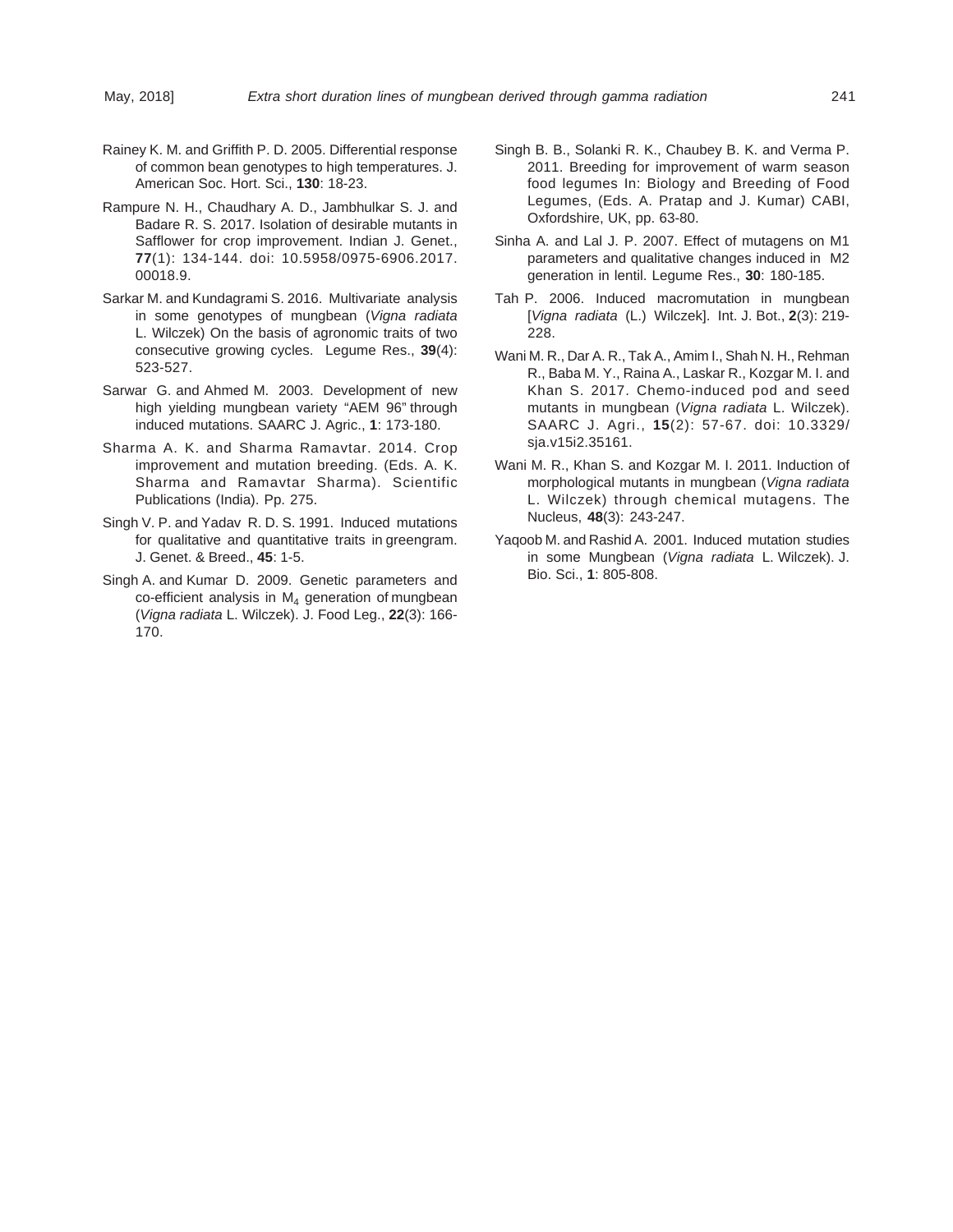Rainey K. M. and Griffith P. D. 2005. Differential response of common bean genotypes to high temperatures. J. American Soc. Hort. Sci., **130**: 18-23.

Rampure N. H., Chaudhary A. D., Jambhulkar S. J. and Badare R. S. 2017. Isolation of desirable mutants in Safflower for crop improvement. Indian J. Genet., **77**(1): 134-144. doi: 10.5958/0975-6906.2017.00018.9.

Sarkar M. and Kundagrami S. 2016. Multivariate analysis in some genotypes of mungbean (*Vigna radiata* L. Wilczek) On the basis of agronomic traits of two consecutive growing cycles. Legume Res., **39**(4): 523-527.

Sarwar G. and Ahmed M. 2003. Development of new high yielding mungbean variety "AEM 96" through induced mutations. SAARC J. Agric., **1**: 173-180.

Sharma A. K. and Sharma Ramavtar. 2014. Crop improvement and mutation breeding. (Eds. A. K. Sharma and Ramavtar Sharma). Scientific Publications (India). Pp. 275.

Singh V. P. and Yadav R. D. S. 1991. Induced mutations for qualitative and quantitative traits in greengram. J. Genet. & Breed., **45**: 1-5.

Singh A. and Kumar D. 2009. Genetic parameters and co-efficient analysis in $M_4$ generation of mungbean (*Vigna radiata* L. Wilczek). J. Food Leg., **22**(3): 166-170.

Singh B. B., Solanki R. K., Chaubey B. K. and Verma P. 2011. Breeding for improvement of warm season food legumes In: Biology and Breeding of Food Legumes, (Eds. A. Pratap and J. Kumar) CABI, Oxfordshire, UK, pp. 63-80.

Sinha A. and Lal J. P. 2007. Effect of mutagens on M1 parameters and qualitative changes induced in M2 generation in lentil. Legume Res., **30**: 180-185.

Tah P. 2006. Induced macromutation in mungbean [*Vigna radiata* (L.) Wilczek]. Int. J. Bot., **2**(3): 219-228.

Wani M. R., Dar A. R., Tak A., Amim I., Shah N. H., Rehman R., Baba M. Y., Raina A., Laskar R., Kozgar M. I. and Khan S. 2017. Chemo-induced pod and seed mutants in mungbean (*Vigna radiata* L. Wilczek). SAARC J. Agri., **15**(2): 57-67. doi: 10.3329/sja.v15i2.35161.

Wani M. R., Khan S. and Kozgar M. I. 2011. Induction of morphological mutants in mungbean (*Vigna radiata* L. Wilczek) through chemical mutagens. The Nucleus, **48**(3): 243-247.

Yaqoob M. and Rashid A. 2001. Induced mutation studies in some Mungbean (*Vigna radiata* L. Wilczek). J. Bio. Sci., **1**: 805-808.